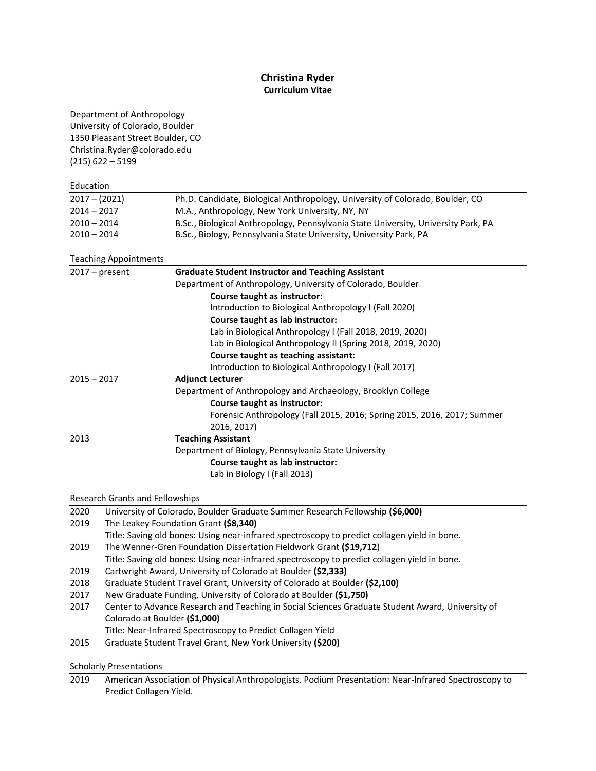# Christina Ryder

**Curriculum Vitae**

Department of Anthropology
University of Colorado, Boulder
1350 Pleasant Street Boulder, CO
Christina.Ryder@colorado.edu
(215) 622 – 5199

## Education

| | |
|---|---|
| 2017 – (2021) | Ph.D. Candidate, Biological Anthropology, University of Colorado, Boulder, CO |
| 2014 – 2017 | M.A., Anthropology, New York University, NY, NY |
| 2010 – 2014 | B.Sc., Biological Anthropology, Pennsylvania State University, University Park, PA |
| 2010 – 2014 | B.Sc., Biology, Pennsylvania State University, University Park, PA |

## Teaching Appointments

**2017 – present** — **Graduate Student Instructor and Teaching Assistant**
Department of Anthropology, University of Colorado, Boulder

- **Course taught as instructor:**
  Introduction to Biological Anthropology I (Fall 2020)
- **Course taught as lab instructor:**
  Lab in Biological Anthropology I (Fall 2018, 2019, 2020)
  Lab in Biological Anthropology II (Spring 2018, 2019, 2020)
- **Course taught as teaching assistant:**
  Introduction to Biological Anthropology I (Fall 2017)

**2015 – 2017** — **Adjunct Lecturer**
Department of Anthropology and Archaeology, Brooklyn College

- **Course taught as instructor:**
  Forensic Anthropology (Fall 2015, 2016; Spring 2015, 2016, 2017; Summer 2016, 2017)

**2013** — **Teaching Assistant**
Department of Biology, Pennsylvania State University

- **Course taught as lab instructor:**
  Lab in Biology I (Fall 2013)

## Research Grants and Fellowships

- 2020 University of Colorado, Boulder Graduate Summer Research Fellowship **($6,000)**
- 2019 The Leakey Foundation Grant **($8,340)**
  Title: Saving old bones: Using near-infrared spectroscopy to predict collagen yield in bone.
- 2019 The Wenner-Gren Foundation Dissertation Fieldwork Grant **($19,712)**
  Title: Saving old bones: Using near-infrared spectroscopy to predict collagen yield in bone.
- 2019 Cartwright Award, University of Colorado at Boulder **($2,333)**
- 2018 Graduate Student Travel Grant, University of Colorado at Boulder **($2,100)**
- 2017 New Graduate Funding, University of Colorado at Boulder **($1,750)**
- 2017 Center to Advance Research and Teaching in Social Sciences Graduate Student Award, University of Colorado at Boulder **($1,000)**
  Title: Near-Infrared Spectroscopy to Predict Collagen Yield
- 2015 Graduate Student Travel Grant, New York University **($200)**

## Scholarly Presentations

- 2019 American Association of Physical Anthropologists. Podium Presentation: Near-Infrared Spectroscopy to Predict Collagen Yield.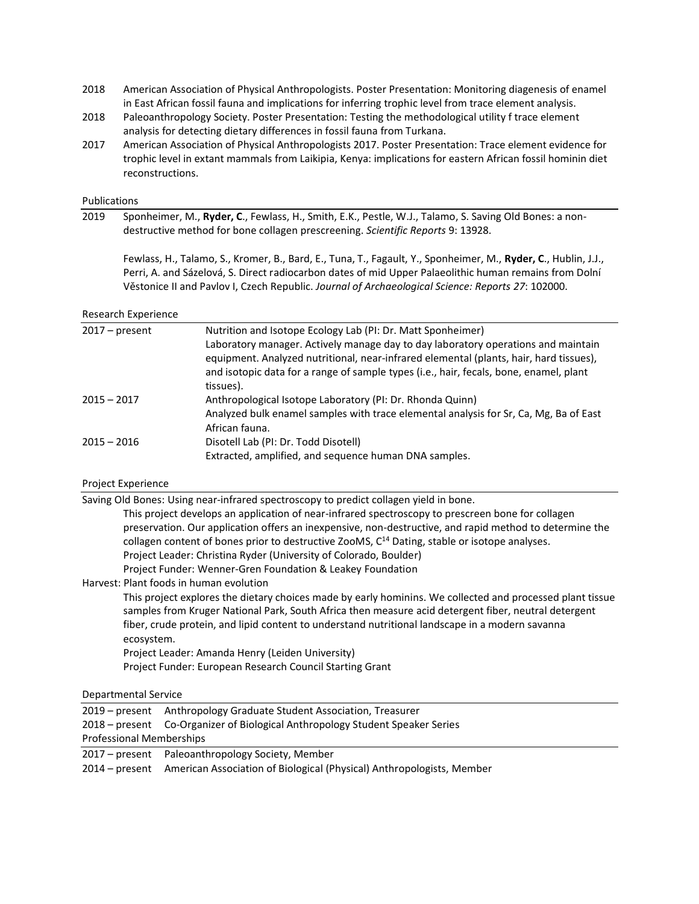| | |
|---|---|
| 2018 | American Association of Physical Anthropologists. Poster Presentation: Monitoring diagenesis of enamel in East African fossil fauna and implications for inferring trophic level from trace element analysis. |
| 2018 | Paleoanthropology Society. Poster Presentation: Testing the methodological utility f trace element analysis for detecting dietary differences in fossil fauna from Turkana. |
| 2017 | American Association of Physical Anthropologists 2017. Poster Presentation: Trace element evidence for trophic level in extant mammals from Laikipia, Kenya: implications for eastern African fossil hominin diet reconstructions. |

## Publications

| | |
|---|---|
| 2019 | Sponheimer, M., **Ryder, C**., Fewlass, H., Smith, E.K., Pestle, W.J., Talamo, S. Saving Old Bones: a non-destructive method for bone collagen prescreening. *Scientific Reports* 9: 13928. |
| | Fewlass, H., Talamo, S., Kromer, B., Bard, E., Tuna, T., Fagault, Y., Sponheimer, M., **Ryder, C**., Hublin, J.J., Perri, A. and Sázelová, S. Direct radiocarbon dates of mid Upper Palaeolithic human remains from Dolní Věstonice II and Pavlov I, Czech Republic. *Journal of Archaeological Science: Reports 27*: 102000. |

## Research Experience

| | |
|---|---|
| 2017 – present | Nutrition and Isotope Ecology Lab (PI: Dr. Matt Sponheimer)<br>Laboratory manager. Actively manage day to day laboratory operations and maintain equipment. Analyzed nutritional, near-infrared elemental (plants, hair, hard tissues), and isotopic data for a range of sample types (i.e., hair, fecals, bone, enamel, plant tissues). |
| 2015 – 2017 | Anthropological Isotope Laboratory (PI: Dr. Rhonda Quinn)<br>Analyzed bulk enamel samples with trace elemental analysis for Sr, Ca, Mg, Ba of East African fauna. |
| 2015 – 2016 | Disotell Lab (PI: Dr. Todd Disotell)<br>Extracted, amplified, and sequence human DNA samples. |

## Project Experience

Saving Old Bones: Using near-infrared spectroscopy to predict collagen yield in bone.

This project develops an application of near-infrared spectroscopy to prescreen bone for collagen preservation. Our application offers an inexpensive, non-destructive, and rapid method to determine the collagen content of bones prior to destructive ZooMS, $C^{14}$ Dating, stable or isotope analyses.
Project Leader: Christina Ryder (University of Colorado, Boulder)
Project Funder: Wenner-Gren Foundation & Leakey Foundation

Harvest: Plant foods in human evolution

This project explores the dietary choices made by early hominins. We collected and processed plant tissue samples from Kruger National Park, South Africa then measure acid detergent fiber, neutral detergent fiber, crude protein, and lipid content to understand nutritional landscape in a modern savanna ecosystem.
Project Leader: Amanda Henry (Leiden University)
Project Funder: European Research Council Starting Grant

## Departmental Service

| | |
|---|---|
| 2019 – present | Anthropology Graduate Student Association, Treasurer |
| 2018 – present | Co-Organizer of Biological Anthropology Student Speaker Series |

## Professional Memberships

| | |
|---|---|
| 2017 – present | Paleoanthropology Society, Member |
| 2014 – present | American Association of Biological (Physical) Anthropologists, Member |